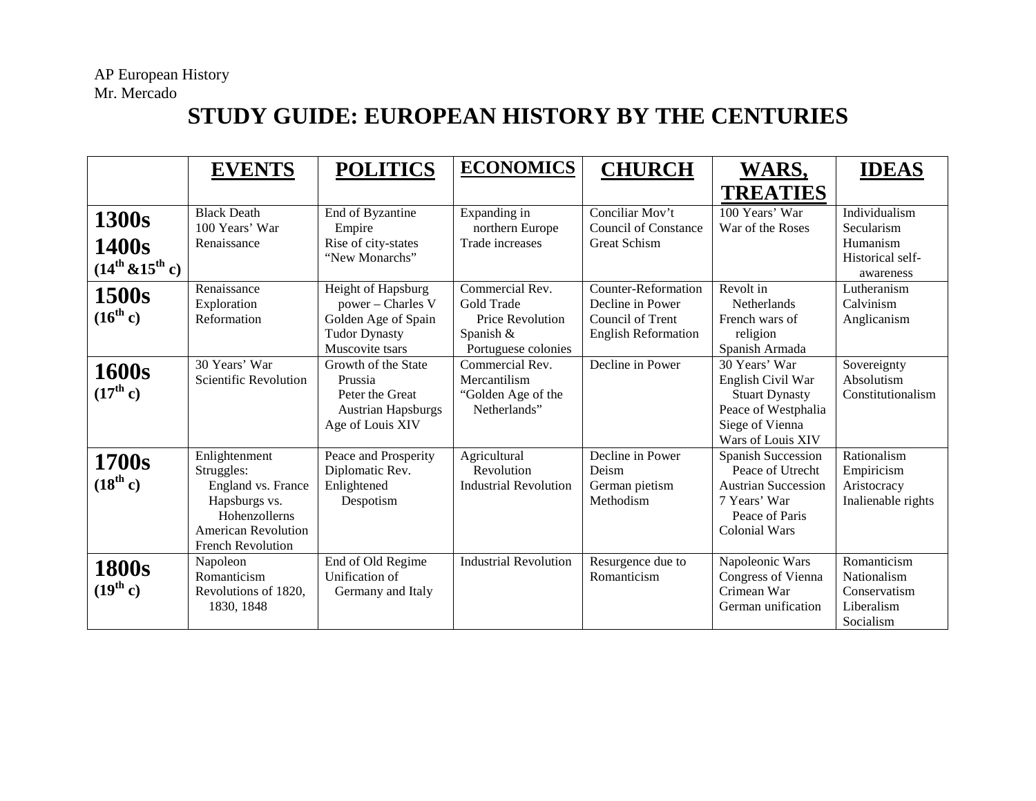AP European History
Mr. Mercado

# STUDY GUIDE: EUROPEAN HISTORY BY THE CENTURIES

| | EVENTS | POLITICS | ECONOMICS | CHURCH | WARS, TREATIES | IDEAS |
|---|---|---|---|---|---|---|
| **1300s 1400s (14th &15th c)** | Black Death<br>100 Years' War<br>Renaissance | End of Byzantine Empire<br>Rise of city-states<br>"New Monarchs" | Expanding in northern Europe<br>Trade increases | Conciliar Mov't<br>Council of Constance<br>Great Schism | 100 Years' War<br>War of the Roses | Individualism<br>Secularism<br>Humanism<br>Historical self-awareness |
| **1500s (16th c)** | Renaissance<br>Exploration<br>Reformation | Height of Hapsburg power – Charles V<br>Golden Age of Spain<br>Tudor Dynasty<br>Muscovite tsars | Commercial Rev.<br>Gold Trade<br>Price Revolution<br>Spanish & Portuguese colonies | Counter-Reformation<br>Decline in Power<br>Council of Trent<br>English Reformation | Revolt in Netherlands<br>French wars of religion<br>Spanish Armada | Lutheranism<br>Calvinism<br>Anglicanism |
| **1600s (17th c)** | 30 Years' War<br>Scientific Revolution | Growth of the State<br>Prussia<br>Peter the Great<br>Austrian Hapsburgs<br>Age of Louis XIV | Commercial Rev.<br>Mercantilism<br>"Golden Age of the Netherlands" | Decline in Power | 30 Years' War<br>English Civil War<br>Stuart Dynasty<br>Peace of Westphalia<br>Siege of Vienna<br>Wars of Louis XIV | Sovereignty<br>Absolutism<br>Constitutionalism |
| **1700s (18th c)** | Enlightenment<br>Struggles:<br>England vs. France<br>Hapsburgs vs. Hohenzollerns<br>American Revolution<br>French Revolution | Peace and Prosperity<br>Diplomatic Rev.<br>Enlightened Despotism | Agricultural Revolution<br>Industrial Revolution | Decline in Power<br>Deism<br>German pietism<br>Methodism | Spanish Succession<br>Peace of Utrecht<br>Austrian Succession<br>7 Years' War<br>Peace of Paris<br>Colonial Wars | Rationalism<br>Empiricism<br>Aristocracy<br>Inalienable rights |
| **1800s (19th c)** | Napoleon<br>Romanticism<br>Revolutions of 1820, 1830, 1848 | End of Old Regime<br>Unification of Germany and Italy | Industrial Revolution | Resurgence due to Romanticism | Napoleonic Wars<br>Congress of Vienna<br>Crimean War<br>German unification | Romanticism<br>Nationalism<br>Conservatism<br>Liberalism<br>Socialism |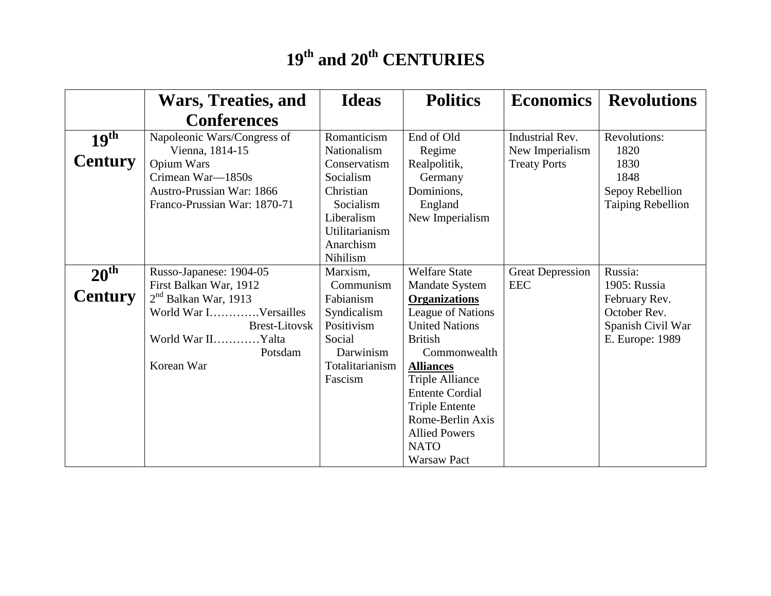# 19th and 20th CENTURIES

| | Wars, Treaties, and Conferences | Ideas | Politics | Economics | Revolutions |
|---|---|---|---|---|---|
| **19th Century** | Napoleonic Wars/Congress of Vienna, 1814-15<br>Opium Wars<br>Crimean War—1850s<br>Austro-Prussian War: 1866<br>Franco-Prussian War: 1870-71 | Romanticism<br>Nationalism<br>Conservatism<br>Socialism<br>Christian Socialism<br>Liberalism<br>Utilitarianism<br>Anarchism<br>Nihilism | End of Old Regime<br>Realpolitik, Germany<br>Dominions, England<br>New Imperialism | Industrial Rev.<br>New Imperialism<br>Treaty Ports | Revolutions:<br>1820<br>1830<br>1848<br>Sepoy Rebellion<br>Taiping Rebellion |
| **20th Century** | Russo-Japanese: 1904-05<br>First Balkan War, 1912<br>2nd Balkan War, 1913<br>World War I………….Versailles<br>Brest-Litovsk<br>World War II…………Yalta<br>Potsdam<br>Korean War | Marxism, Communism<br>Fabianism<br>Syndicalism<br>Positivism<br>Social Darwinism<br>Totalitarianism<br>Fascism | Welfare State<br>Mandate System<br>**<u>Organizations</u>**<br>League of Nations<br>United Nations<br>British Commonwealth<br>**<u>Alliances</u>**<br>Triple Alliance<br>Entente Cordial<br>Triple Entente<br>Rome-Berlin Axis<br>Allied Powers<br>NATO<br>Warsaw Pact | Great Depression<br>EEC | Russia:<br>1905: Russia<br>February Rev.<br>October Rev.<br>Spanish Civil War<br>E. Europe: 1989 |